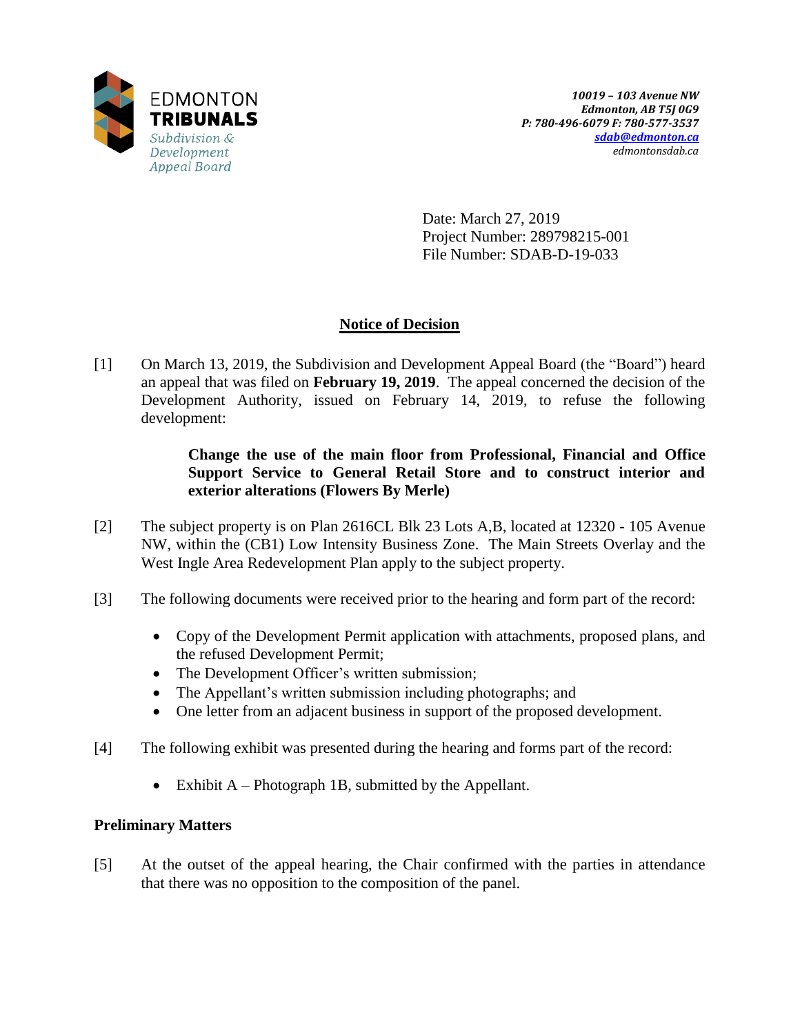EDMONTON
**TRIBUNALS**
*Subdivision & Development Appeal Board*

***10019 – 103 Avenue NW***
***Edmonton, AB T5J 0G9***
***P: 780-496-6079 F: 780-577-3537***
***sdab@edmonton.ca***
*edmontonsdab.ca*

Date: March 27, 2019
Project Number: 289798215-001
File Number: SDAB-D-19-033

## Notice of Decision

[1] On March 13, 2019, the Subdivision and Development Appeal Board (the "Board") heard an appeal that was filed on **February 19, 2019**. The appeal concerned the decision of the Development Authority, issued on February 14, 2019, to refuse the following development:

> **Change the use of the main floor from Professional, Financial and Office Support Service to General Retail Store and to construct interior and exterior alterations (Flowers By Merle)**

[2] The subject property is on Plan 2616CL Blk 23 Lots A,B, located at 12320 - 105 Avenue NW, within the (CB1) Low Intensity Business Zone. The Main Streets Overlay and the West Ingle Area Redevelopment Plan apply to the subject property.

[3] The following documents were received prior to the hearing and form part of the record:

- Copy of the Development Permit application with attachments, proposed plans, and the refused Development Permit;
- The Development Officer's written submission;
- The Appellant's written submission including photographs; and
- One letter from an adjacent business in support of the proposed development.

[4] The following exhibit was presented during the hearing and forms part of the record:

- Exhibit A – Photograph 1B, submitted by the Appellant.

### Preliminary Matters

[5] At the outset of the appeal hearing, the Chair confirmed with the parties in attendance that there was no opposition to the composition of the panel.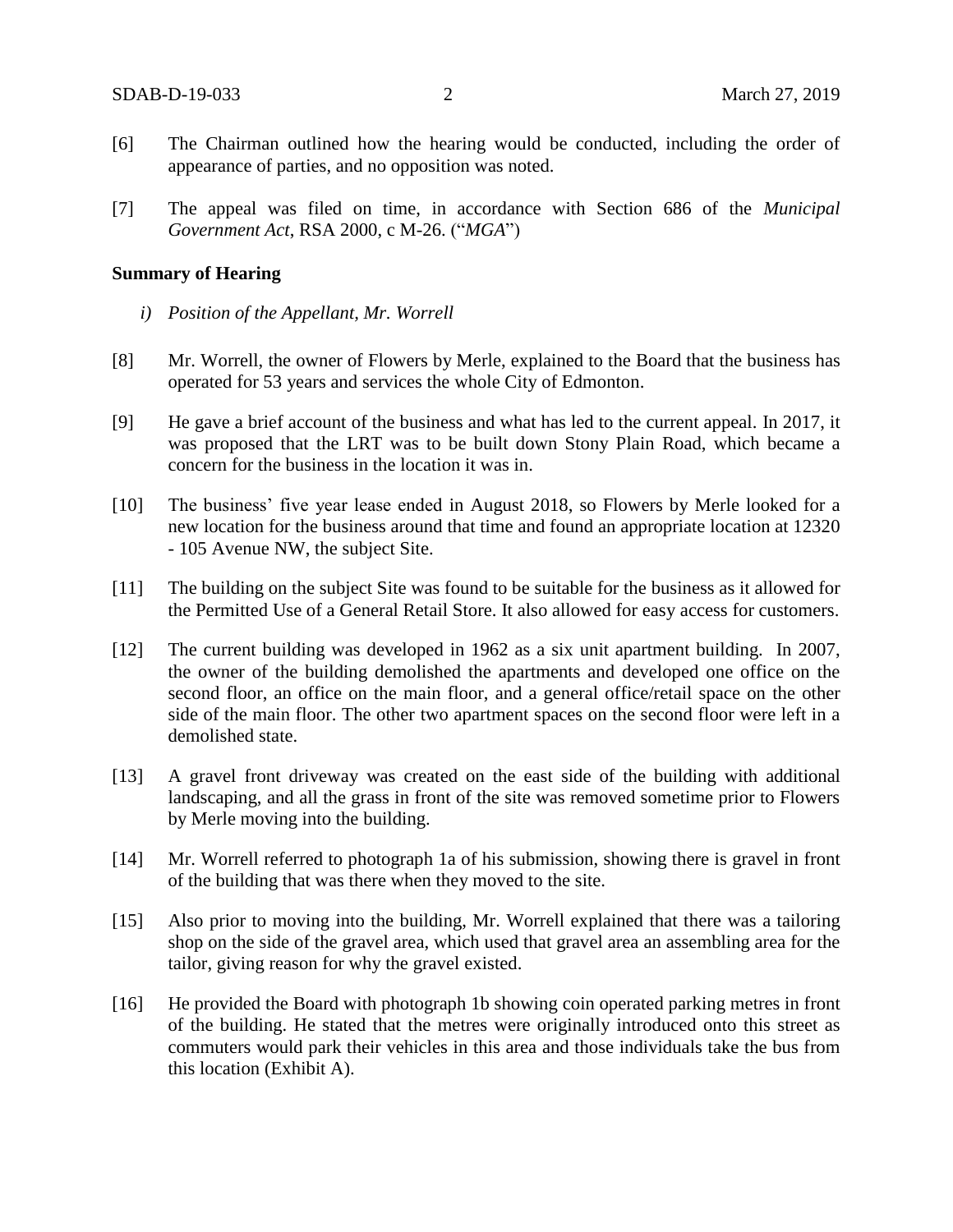[6] The Chairman outlined how the hearing would be conducted, including the order of appearance of parties, and no opposition was noted.

[7] The appeal was filed on time, in accordance with Section 686 of the *Municipal Government Act*, RSA 2000, c M-26. ("*MGA*")

**Summary of Hearing**

*i) Position of the Appellant, Mr. Worrell*

[8] Mr. Worrell, the owner of Flowers by Merle, explained to the Board that the business has operated for 53 years and services the whole City of Edmonton.

[9] He gave a brief account of the business and what has led to the current appeal. In 2017, it was proposed that the LRT was to be built down Stony Plain Road, which became a concern for the business in the location it was in.

[10] The business' five year lease ended in August 2018, so Flowers by Merle looked for a new location for the business around that time and found an appropriate location at 12320 - 105 Avenue NW, the subject Site.

[11] The building on the subject Site was found to be suitable for the business as it allowed for the Permitted Use of a General Retail Store. It also allowed for easy access for customers.

[12] The current building was developed in 1962 as a six unit apartment building. In 2007, the owner of the building demolished the apartments and developed one office on the second floor, an office on the main floor, and a general office/retail space on the other side of the main floor. The other two apartment spaces on the second floor were left in a demolished state.

[13] A gravel front driveway was created on the east side of the building with additional landscaping, and all the grass in front of the site was removed sometime prior to Flowers by Merle moving into the building.

[14] Mr. Worrell referred to photograph 1a of his submission, showing there is gravel in front of the building that was there when they moved to the site.

[15] Also prior to moving into the building, Mr. Worrell explained that there was a tailoring shop on the side of the gravel area, which used that gravel area an assembling area for the tailor, giving reason for why the gravel existed.

[16] He provided the Board with photograph 1b showing coin operated parking metres in front of the building. He stated that the metres were originally introduced onto this street as commuters would park their vehicles in this area and those individuals take the bus from this location (Exhibit A).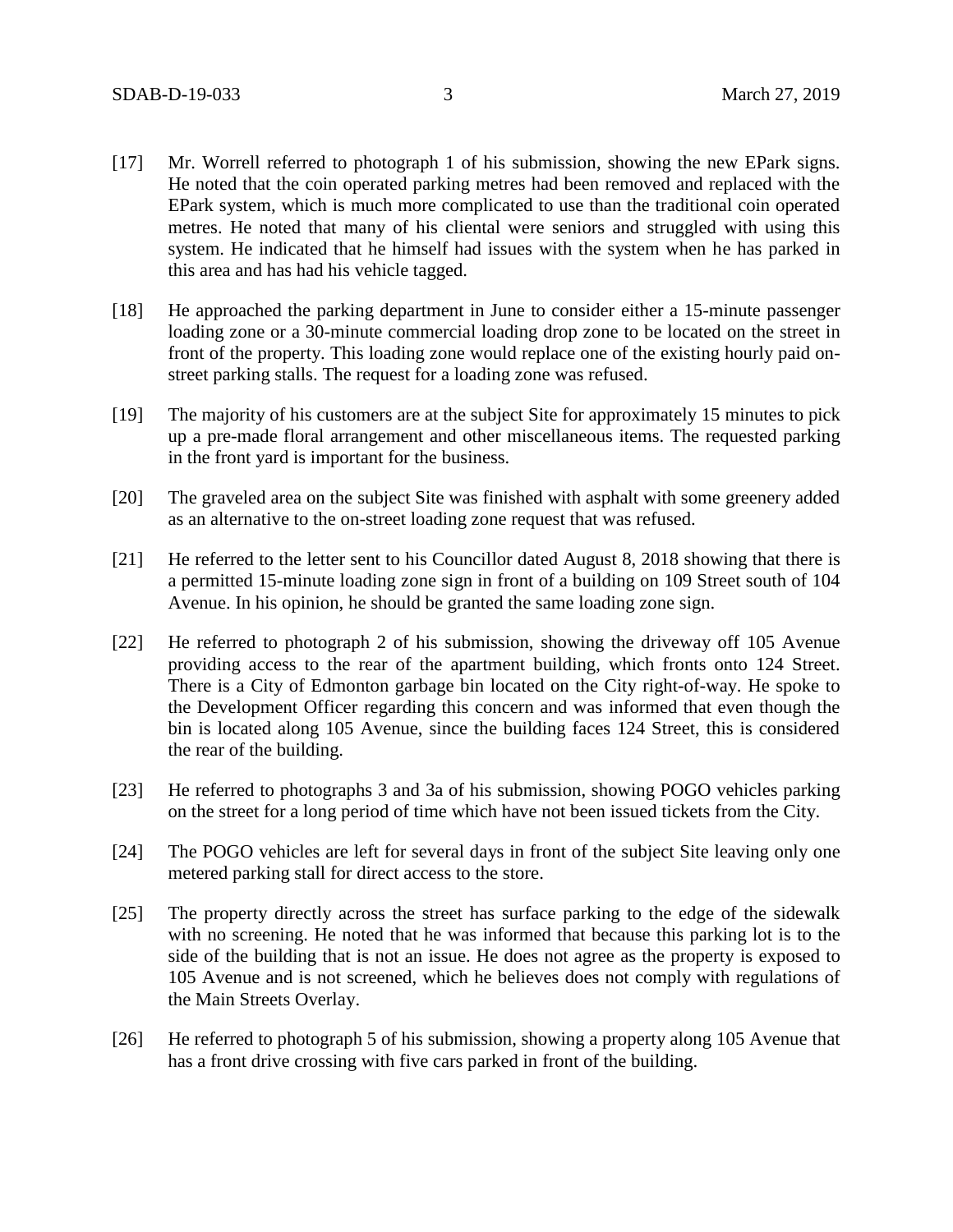[17] Mr. Worrell referred to photograph 1 of his submission, showing the new EPark signs. He noted that the coin operated parking metres had been removed and replaced with the EPark system, which is much more complicated to use than the traditional coin operated metres. He noted that many of his cliental were seniors and struggled with using this system. He indicated that he himself had issues with the system when he has parked in this area and has had his vehicle tagged.

[18] He approached the parking department in June to consider either a 15-minute passenger loading zone or a 30-minute commercial loading drop zone to be located on the street in front of the property. This loading zone would replace one of the existing hourly paid on-street parking stalls. The request for a loading zone was refused.

[19] The majority of his customers are at the subject Site for approximately 15 minutes to pick up a pre-made floral arrangement and other miscellaneous items. The requested parking in the front yard is important for the business.

[20] The graveled area on the subject Site was finished with asphalt with some greenery added as an alternative to the on-street loading zone request that was refused.

[21] He referred to the letter sent to his Councillor dated August 8, 2018 showing that there is a permitted 15-minute loading zone sign in front of a building on 109 Street south of 104 Avenue. In his opinion, he should be granted the same loading zone sign.

[22] He referred to photograph 2 of his submission, showing the driveway off 105 Avenue providing access to the rear of the apartment building, which fronts onto 124 Street. There is a City of Edmonton garbage bin located on the City right-of-way. He spoke to the Development Officer regarding this concern and was informed that even though the bin is located along 105 Avenue, since the building faces 124 Street, this is considered the rear of the building.

[23] He referred to photographs 3 and 3a of his submission, showing POGO vehicles parking on the street for a long period of time which have not been issued tickets from the City.

[24] The POGO vehicles are left for several days in front of the subject Site leaving only one metered parking stall for direct access to the store.

[25] The property directly across the street has surface parking to the edge of the sidewalk with no screening. He noted that he was informed that because this parking lot is to the side of the building that is not an issue. He does not agree as the property is exposed to 105 Avenue and is not screened, which he believes does not comply with regulations of the Main Streets Overlay.

[26] He referred to photograph 5 of his submission, showing a property along 105 Avenue that has a front drive crossing with five cars parked in front of the building.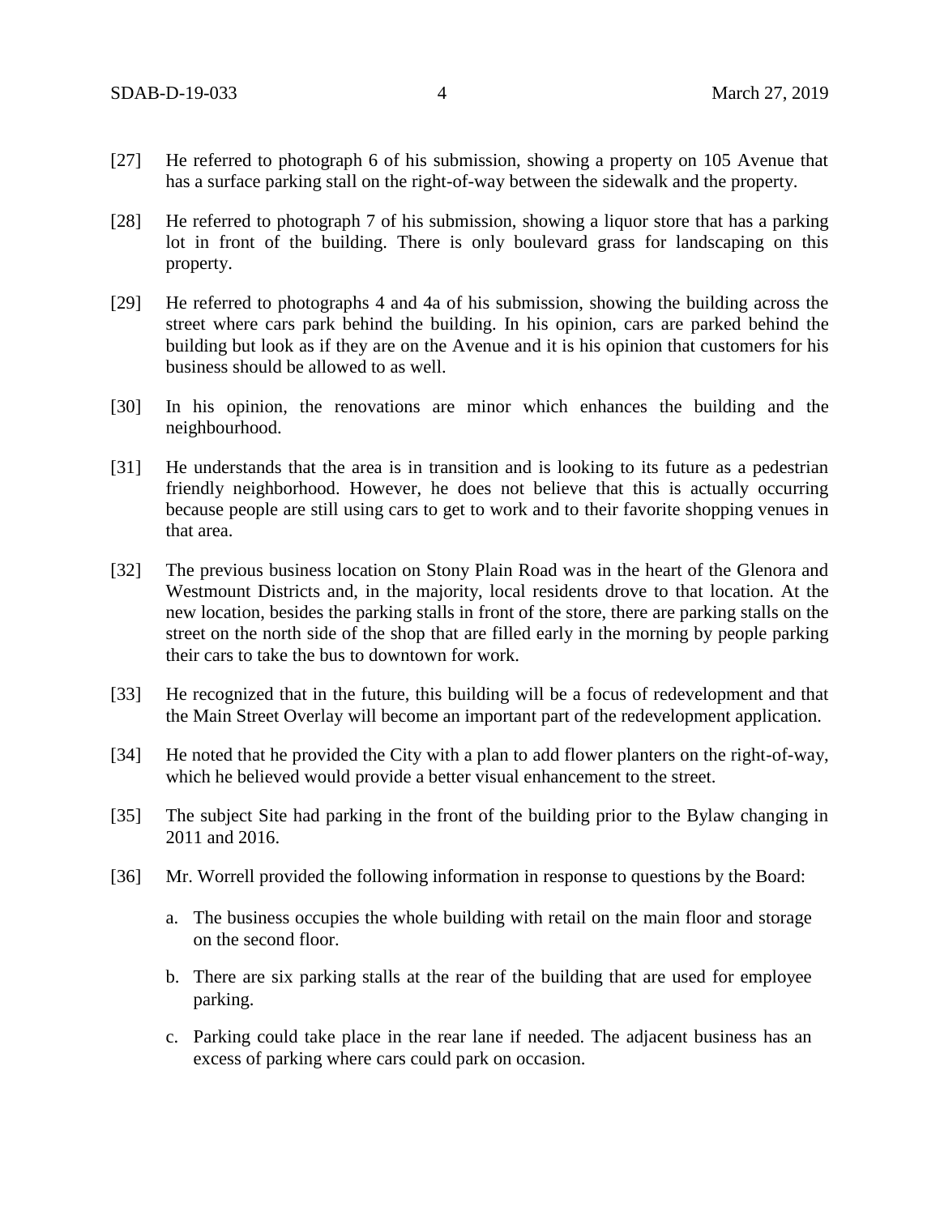[27] He referred to photograph 6 of his submission, showing a property on 105 Avenue that has a surface parking stall on the right-of-way between the sidewalk and the property.

[28] He referred to photograph 7 of his submission, showing a liquor store that has a parking lot in front of the building. There is only boulevard grass for landscaping on this property.

[29] He referred to photographs 4 and 4a of his submission, showing the building across the street where cars park behind the building. In his opinion, cars are parked behind the building but look as if they are on the Avenue and it is his opinion that customers for his business should be allowed to as well.

[30] In his opinion, the renovations are minor which enhances the building and the neighbourhood.

[31] He understands that the area is in transition and is looking to its future as a pedestrian friendly neighborhood. However, he does not believe that this is actually occurring because people are still using cars to get to work and to their favorite shopping venues in that area.

[32] The previous business location on Stony Plain Road was in the heart of the Glenora and Westmount Districts and, in the majority, local residents drove to that location. At the new location, besides the parking stalls in front of the store, there are parking stalls on the street on the north side of the shop that are filled early in the morning by people parking their cars to take the bus to downtown for work.

[33] He recognized that in the future, this building will be a focus of redevelopment and that the Main Street Overlay will become an important part of the redevelopment application.

[34] He noted that he provided the City with a plan to add flower planters on the right-of-way, which he believed would provide a better visual enhancement to the street.

[35] The subject Site had parking in the front of the building prior to the Bylaw changing in 2011 and 2016.

[36] Mr. Worrell provided the following information in response to questions by the Board:

a. The business occupies the whole building with retail on the main floor and storage on the second floor.

b. There are six parking stalls at the rear of the building that are used for employee parking.

c. Parking could take place in the rear lane if needed. The adjacent business has an excess of parking where cars could park on occasion.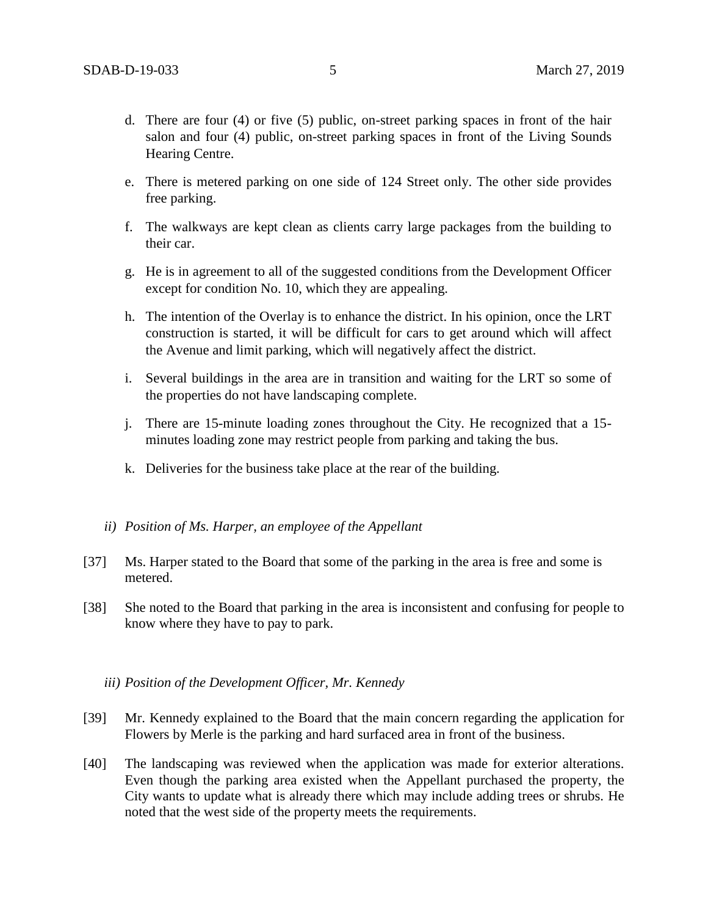d. There are four (4) or five (5) public, on-street parking spaces in front of the hair salon and four (4) public, on-street parking spaces in front of the Living Sounds Hearing Centre.

e. There is metered parking on one side of 124 Street only. The other side provides free parking.

f. The walkways are kept clean as clients carry large packages from the building to their car.

g. He is in agreement to all of the suggested conditions from the Development Officer except for condition No. 10, which they are appealing.

h. The intention of the Overlay is to enhance the district. In his opinion, once the LRT construction is started, it will be difficult for cars to get around which will affect the Avenue and limit parking, which will negatively affect the district.

i. Several buildings in the area are in transition and waiting for the LRT so some of the properties do not have landscaping complete.

j. There are 15-minute loading zones throughout the City. He recognized that a 15-minutes loading zone may restrict people from parking and taking the bus.

k. Deliveries for the business take place at the rear of the building.

*ii) Position of Ms. Harper, an employee of the Appellant*

[37] Ms. Harper stated to the Board that some of the parking in the area is free and some is metered.

[38] She noted to the Board that parking in the area is inconsistent and confusing for people to know where they have to pay to park.

*iii) Position of the Development Officer, Mr. Kennedy*

[39] Mr. Kennedy explained to the Board that the main concern regarding the application for Flowers by Merle is the parking and hard surfaced area in front of the business.

[40] The landscaping was reviewed when the application was made for exterior alterations. Even though the parking area existed when the Appellant purchased the property, the City wants to update what is already there which may include adding trees or shrubs. He noted that the west side of the property meets the requirements.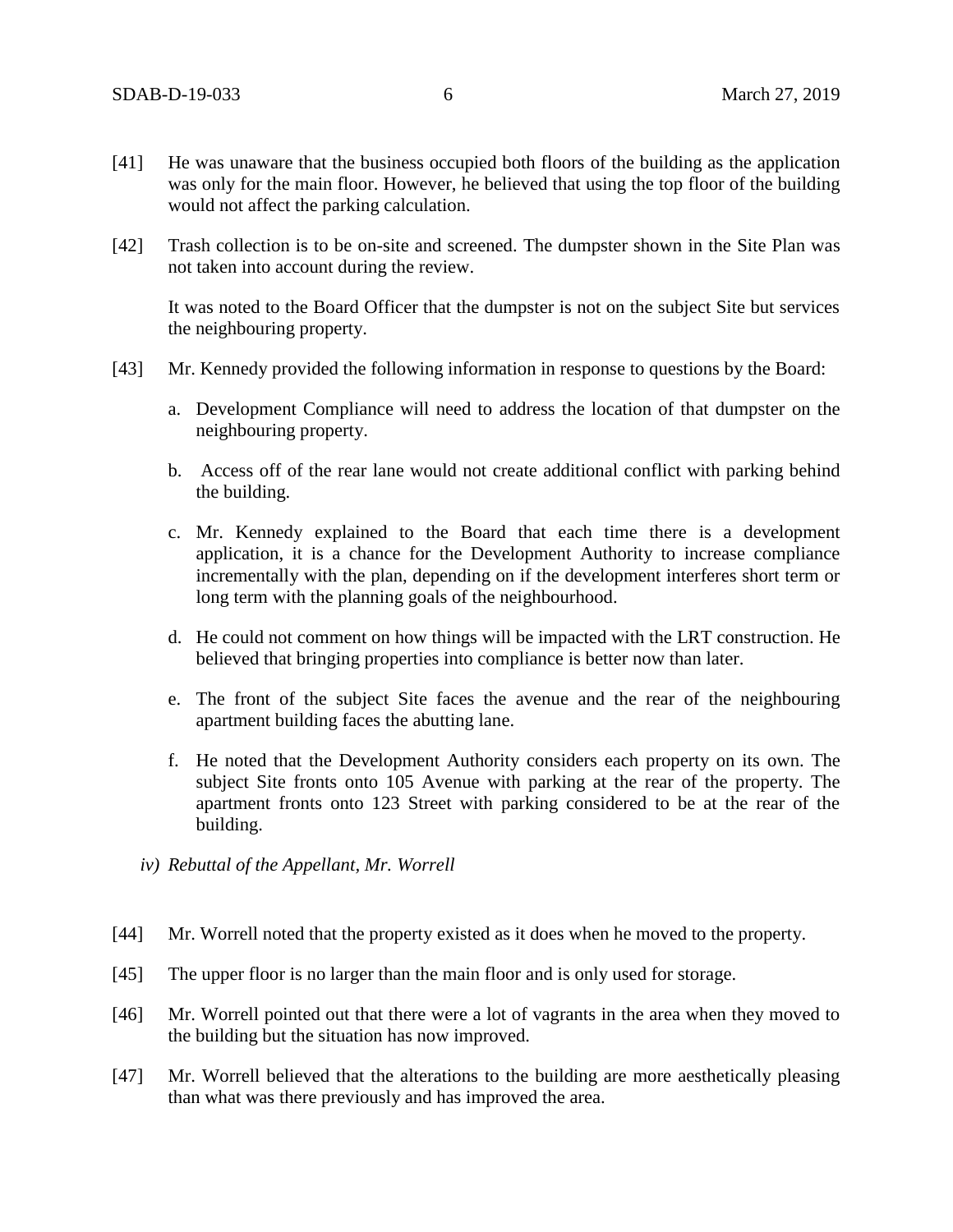[41] He was unaware that the business occupied both floors of the building as the application was only for the main floor. However, he believed that using the top floor of the building would not affect the parking calculation.

[42] Trash collection is to be on-site and screened. The dumpster shown in the Site Plan was not taken into account during the review.

It was noted to the Board Officer that the dumpster is not on the subject Site but services the neighbouring property.

[43] Mr. Kennedy provided the following information in response to questions by the Board:

a. Development Compliance will need to address the location of that dumpster on the neighbouring property.

b. Access off of the rear lane would not create additional conflict with parking behind the building.

c. Mr. Kennedy explained to the Board that each time there is a development application, it is a chance for the Development Authority to increase compliance incrementally with the plan, depending on if the development interferes short term or long term with the planning goals of the neighbourhood.

d. He could not comment on how things will be impacted with the LRT construction. He believed that bringing properties into compliance is better now than later.

e. The front of the subject Site faces the avenue and the rear of the neighbouring apartment building faces the abutting lane.

f. He noted that the Development Authority considers each property on its own. The subject Site fronts onto 105 Avenue with parking at the rear of the property. The apartment fronts onto 123 Street with parking considered to be at the rear of the building.

*iv) Rebuttal of the Appellant, Mr. Worrell*

[44] Mr. Worrell noted that the property existed as it does when he moved to the property.

[45] The upper floor is no larger than the main floor and is only used for storage.

[46] Mr. Worrell pointed out that there were a lot of vagrants in the area when they moved to the building but the situation has now improved.

[47] Mr. Worrell believed that the alterations to the building are more aesthetically pleasing than what was there previously and has improved the area.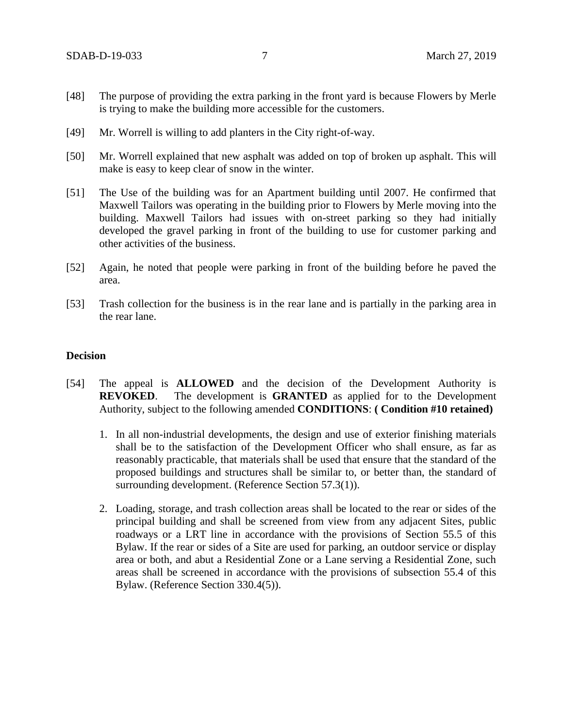[48] The purpose of providing the extra parking in the front yard is because Flowers by Merle is trying to make the building more accessible for the customers.

[49] Mr. Worrell is willing to add planters in the City right-of-way.

[50] Mr. Worrell explained that new asphalt was added on top of broken up asphalt. This will make is easy to keep clear of snow in the winter.

[51] The Use of the building was for an Apartment building until 2007. He confirmed that Maxwell Tailors was operating in the building prior to Flowers by Merle moving into the building. Maxwell Tailors had issues with on-street parking so they had initially developed the gravel parking in front of the building to use for customer parking and other activities of the business.

[52] Again, he noted that people were parking in front of the building before he paved the area.

[53] Trash collection for the business is in the rear lane and is partially in the parking area in the rear lane.

**Decision**

[54] The appeal is **ALLOWED** and the decision of the Development Authority is **REVOKED**. The development is **GRANTED** as applied for to the Development Authority, subject to the following amended **CONDITIONS**: **( Condition #10 retained)**

1. In all non-industrial developments, the design and use of exterior finishing materials shall be to the satisfaction of the Development Officer who shall ensure, as far as reasonably practicable, that materials shall be used that ensure that the standard of the proposed buildings and structures shall be similar to, or better than, the standard of surrounding development. (Reference Section 57.3(1)).

2. Loading, storage, and trash collection areas shall be located to the rear or sides of the principal building and shall be screened from view from any adjacent Sites, public roadways or a LRT line in accordance with the provisions of Section 55.5 of this Bylaw. If the rear or sides of a Site are used for parking, an outdoor service or display area or both, and abut a Residential Zone or a Lane serving a Residential Zone, such areas shall be screened in accordance with the provisions of subsection 55.4 of this Bylaw. (Reference Section 330.4(5)).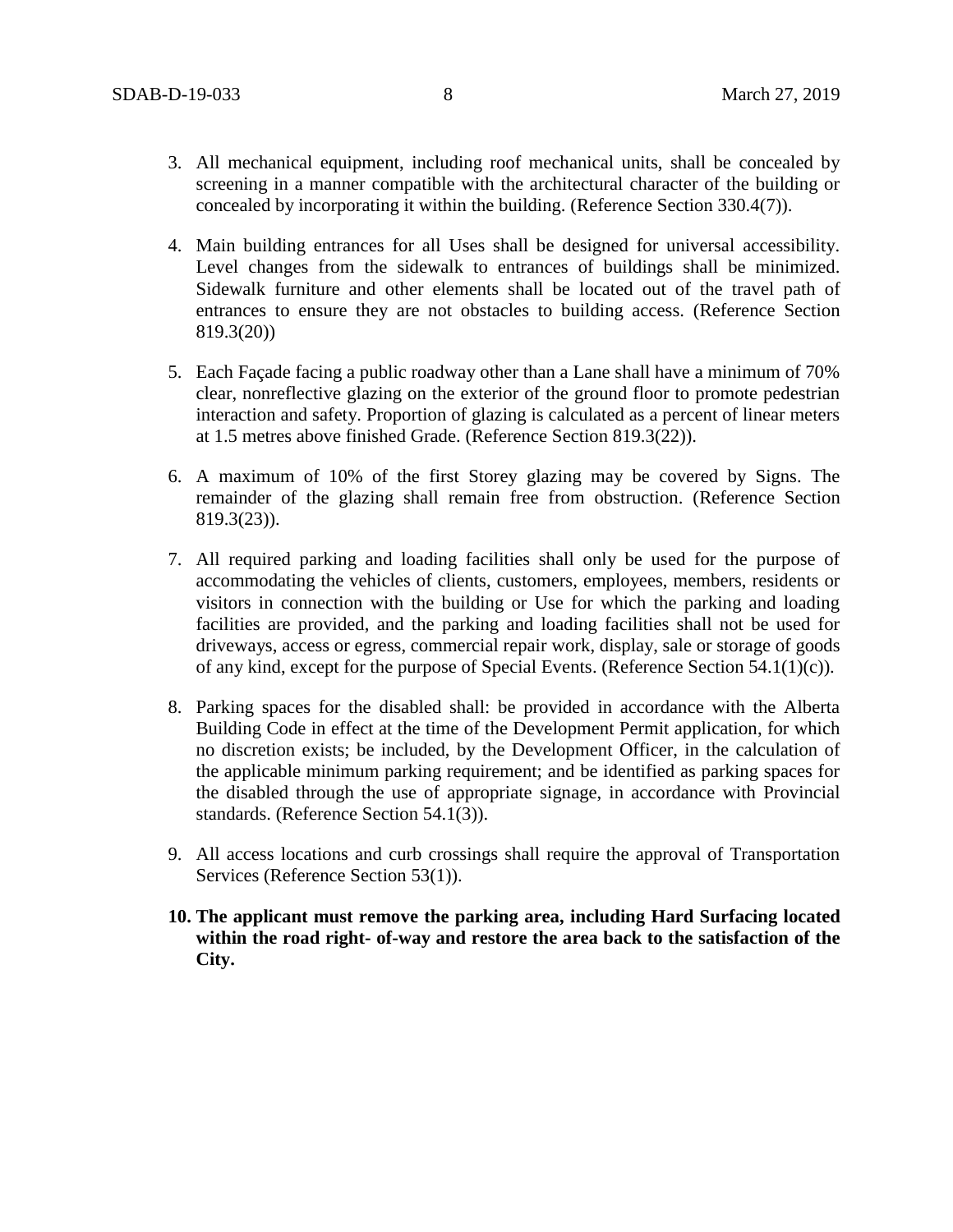3. All mechanical equipment, including roof mechanical units, shall be concealed by screening in a manner compatible with the architectural character of the building or concealed by incorporating it within the building. (Reference Section 330.4(7)).

4. Main building entrances for all Uses shall be designed for universal accessibility. Level changes from the sidewalk to entrances of buildings shall be minimized. Sidewalk furniture and other elements shall be located out of the travel path of entrances to ensure they are not obstacles to building access. (Reference Section 819.3(20))

5. Each Façade facing a public roadway other than a Lane shall have a minimum of 70% clear, nonreflective glazing on the exterior of the ground floor to promote pedestrian interaction and safety. Proportion of glazing is calculated as a percent of linear meters at 1.5 metres above finished Grade. (Reference Section 819.3(22)).

6. A maximum of 10% of the first Storey glazing may be covered by Signs. The remainder of the glazing shall remain free from obstruction. (Reference Section 819.3(23)).

7. All required parking and loading facilities shall only be used for the purpose of accommodating the vehicles of clients, customers, employees, members, residents or visitors in connection with the building or Use for which the parking and loading facilities are provided, and the parking and loading facilities shall not be used for driveways, access or egress, commercial repair work, display, sale or storage of goods of any kind, except for the purpose of Special Events. (Reference Section 54.1(1)(c)).

8. Parking spaces for the disabled shall: be provided in accordance with the Alberta Building Code in effect at the time of the Development Permit application, for which no discretion exists; be included, by the Development Officer, in the calculation of the applicable minimum parking requirement; and be identified as parking spaces for the disabled through the use of appropriate signage, in accordance with Provincial standards. (Reference Section 54.1(3)).

9. All access locations and curb crossings shall require the approval of Transportation Services (Reference Section 53(1)).

10. **The applicant must remove the parking area, including Hard Surfacing located within the road right- of-way and restore the area back to the satisfaction of the City.**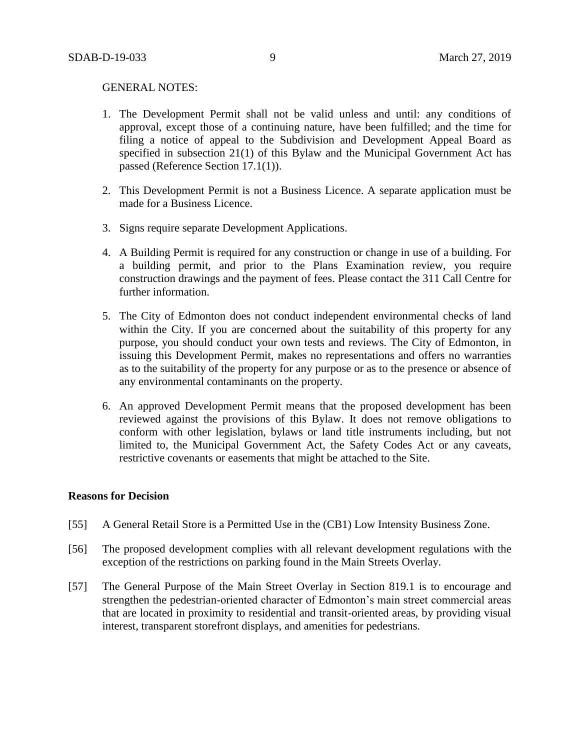GENERAL NOTES:

1. The Development Permit shall not be valid unless and until: any conditions of approval, except those of a continuing nature, have been fulfilled; and the time for filing a notice of appeal to the Subdivision and Development Appeal Board as specified in subsection 21(1) of this Bylaw and the Municipal Government Act has passed (Reference Section 17.1(1)).

2. This Development Permit is not a Business Licence. A separate application must be made for a Business Licence.

3. Signs require separate Development Applications.

4. A Building Permit is required for any construction or change in use of a building. For a building permit, and prior to the Plans Examination review, you require construction drawings and the payment of fees. Please contact the 311 Call Centre for further information.

5. The City of Edmonton does not conduct independent environmental checks of land within the City. If you are concerned about the suitability of this property for any purpose, you should conduct your own tests and reviews. The City of Edmonton, in issuing this Development Permit, makes no representations and offers no warranties as to the suitability of the property for any purpose or as to the presence or absence of any environmental contaminants on the property.

6. An approved Development Permit means that the proposed development has been reviewed against the provisions of this Bylaw. It does not remove obligations to conform with other legislation, bylaws or land title instruments including, but not limited to, the Municipal Government Act, the Safety Codes Act or any caveats, restrictive covenants or easements that might be attached to the Site.

**Reasons for Decision**

[55] A General Retail Store is a Permitted Use in the (CB1) Low Intensity Business Zone.

[56] The proposed development complies with all relevant development regulations with the exception of the restrictions on parking found in the Main Streets Overlay.

[57] The General Purpose of the Main Street Overlay in Section 819.1 is to encourage and strengthen the pedestrian-oriented character of Edmonton's main street commercial areas that are located in proximity to residential and transit-oriented areas, by providing visual interest, transparent storefront displays, and amenities for pedestrians.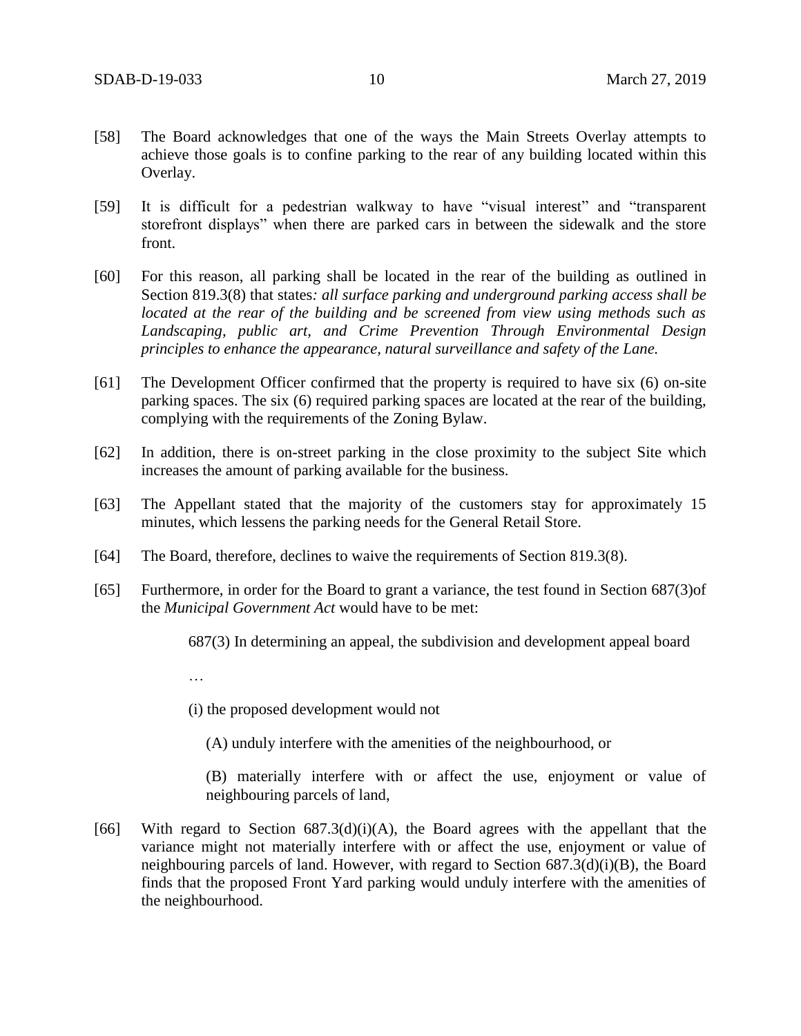[58] The Board acknowledges that one of the ways the Main Streets Overlay attempts to achieve those goals is to confine parking to the rear of any building located within this Overlay.

[59] It is difficult for a pedestrian walkway to have "visual interest" and "transparent storefront displays" when there are parked cars in between the sidewalk and the store front.

[60] For this reason, all parking shall be located in the rear of the building as outlined in Section 819.3(8) that states*: all surface parking and underground parking access shall be located at the rear of the building and be screened from view using methods such as Landscaping, public art, and Crime Prevention Through Environmental Design principles to enhance the appearance, natural surveillance and safety of the Lane.*

[61] The Development Officer confirmed that the property is required to have six (6) on-site parking spaces. The six (6) required parking spaces are located at the rear of the building, complying with the requirements of the Zoning Bylaw.

[62] In addition, there is on-street parking in the close proximity to the subject Site which increases the amount of parking available for the business.

[63] The Appellant stated that the majority of the customers stay for approximately 15 minutes, which lessens the parking needs for the General Retail Store.

[64] The Board, therefore, declines to waive the requirements of Section 819.3(8).

[65] Furthermore, in order for the Board to grant a variance, the test found in Section 687(3)of the *Municipal Government Act* would have to be met:

> 687(3) In determining an appeal, the subdivision and development appeal board
>
> …
>
> (i) the proposed development would not
>
> (A) unduly interfere with the amenities of the neighbourhood, or
>
> (B) materially interfere with or affect the use, enjoyment or value of neighbouring parcels of land,

[66] With regard to Section 687.3(d)(i)(A), the Board agrees with the appellant that the variance might not materially interfere with or affect the use, enjoyment or value of neighbouring parcels of land. However, with regard to Section 687.3(d)(i)(B), the Board finds that the proposed Front Yard parking would unduly interfere with the amenities of the neighbourhood.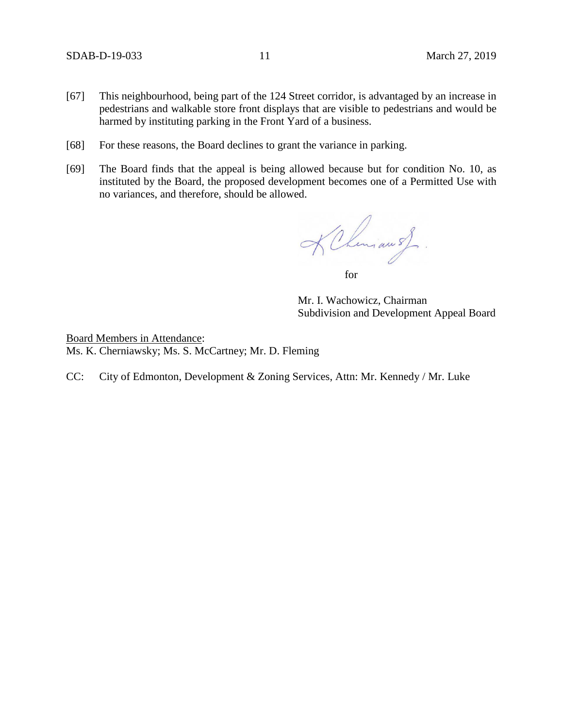[67] This neighbourhood, being part of the 124 Street corridor, is advantaged by an increase in pedestrians and walkable store front displays that are visible to pedestrians and would be harmed by instituting parking in the Front Yard of a business.

[68] For these reasons, the Board declines to grant the variance in parking.

[69] The Board finds that the appeal is being allowed because but for condition No. 10, as instituted by the Board, the proposed development becomes one of a Permitted Use with no variances, and therefore, should be allowed.

for

Mr. I. Wachowicz, Chairman
Subdivision and Development Appeal Board

Board Members in Attendance:
Ms. K. Cherniawsky; Ms. S. McCartney; Mr. D. Fleming

CC: City of Edmonton, Development & Zoning Services, Attn: Mr. Kennedy / Mr. Luke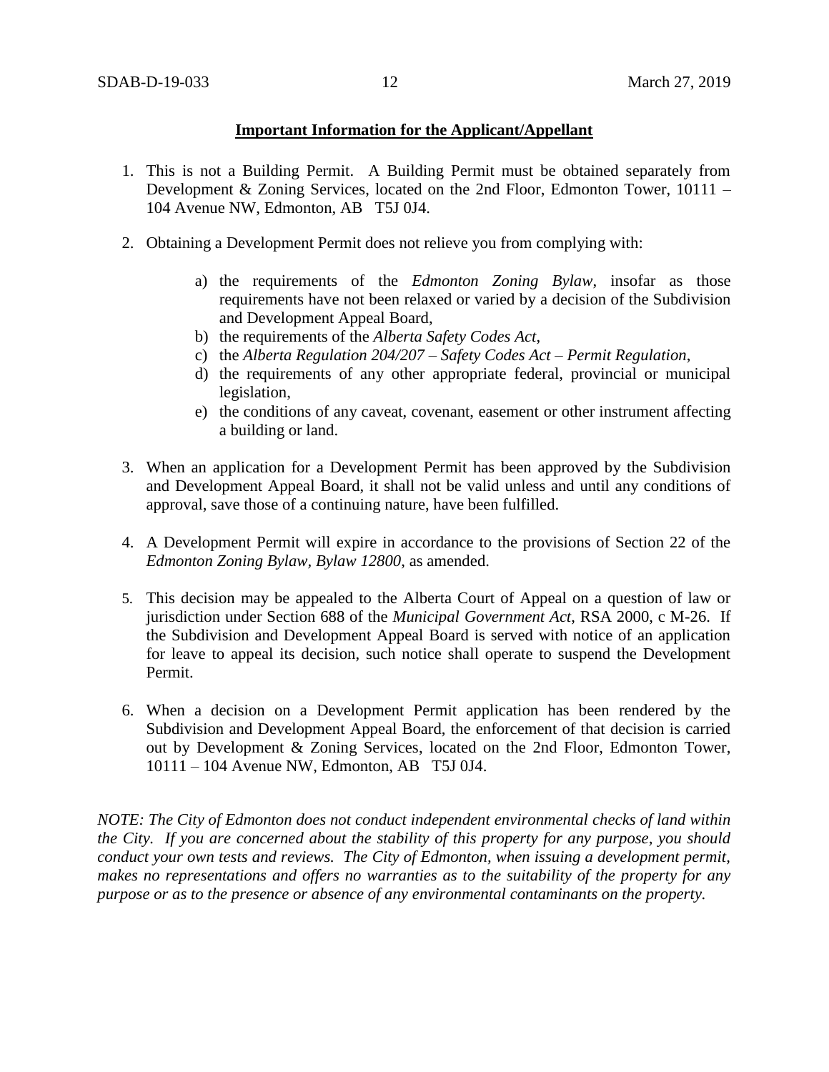**Important Information for the Applicant/Appellant**

1. This is not a Building Permit. A Building Permit must be obtained separately from Development & Zoning Services, located on the 2nd Floor, Edmonton Tower, 10111 – 104 Avenue NW, Edmonton, AB T5J 0J4.

2. Obtaining a Development Permit does not relieve you from complying with:

    a) the requirements of the *Edmonton Zoning Bylaw*, insofar as those requirements have not been relaxed or varied by a decision of the Subdivision and Development Appeal Board,
    b) the requirements of the *Alberta Safety Codes Act*,
    c) the *Alberta Regulation 204/207 – Safety Codes Act – Permit Regulation*,
    d) the requirements of any other appropriate federal, provincial or municipal legislation,
    e) the conditions of any caveat, covenant, easement or other instrument affecting a building or land.

3. When an application for a Development Permit has been approved by the Subdivision and Development Appeal Board, it shall not be valid unless and until any conditions of approval, save those of a continuing nature, have been fulfilled.

4. A Development Permit will expire in accordance to the provisions of Section 22 of the *Edmonton Zoning Bylaw, Bylaw 12800*, as amended.

5. This decision may be appealed to the Alberta Court of Appeal on a question of law or jurisdiction under Section 688 of the *Municipal Government Act*, RSA 2000, c M-26. If the Subdivision and Development Appeal Board is served with notice of an application for leave to appeal its decision, such notice shall operate to suspend the Development Permit.

6. When a decision on a Development Permit application has been rendered by the Subdivision and Development Appeal Board, the enforcement of that decision is carried out by Development & Zoning Services, located on the 2nd Floor, Edmonton Tower, 10111 – 104 Avenue NW, Edmonton, AB T5J 0J4.

*NOTE: The City of Edmonton does not conduct independent environmental checks of land within the City. If you are concerned about the stability of this property for any purpose, you should conduct your own tests and reviews. The City of Edmonton, when issuing a development permit, makes no representations and offers no warranties as to the suitability of the property for any purpose or as to the presence or absence of any environmental contaminants on the property.*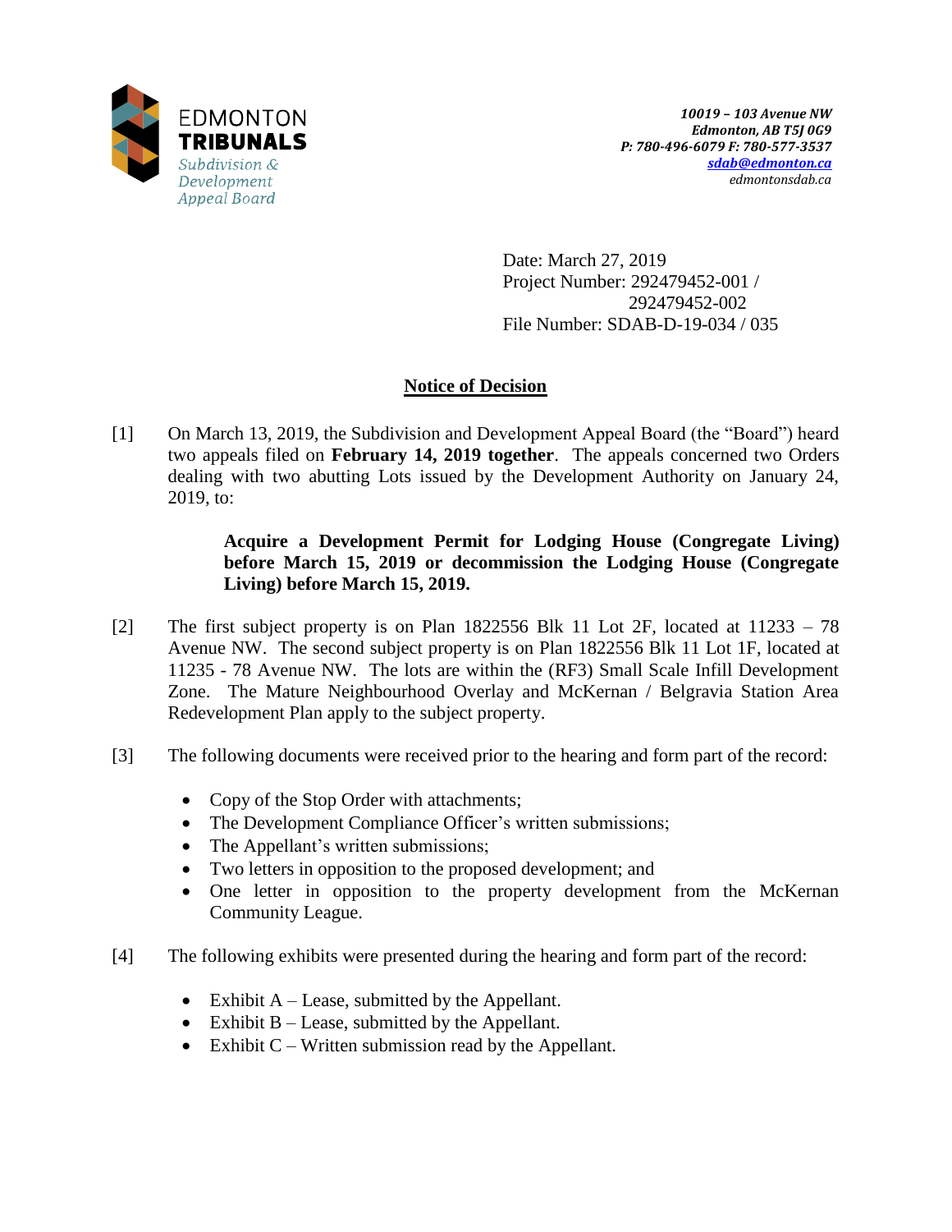EDMONTON
**TRIBUNALS**
*Subdivision & Development Appeal Board*

*10019 – 103 Avenue NW*
*Edmonton, AB T5J 0G9*
*P: 780-496-6079 F: 780-577-3537*
*sdab@edmonton.ca*
*edmontonsdab.ca*

Date: March 27, 2019
Project Number: 292479452-001 / 292479452-002
File Number: SDAB-D-19-034 / 035

## Notice of Decision

[1] On March 13, 2019, the Subdivision and Development Appeal Board (the "Board") heard two appeals filed on **February 14, 2019 together**. The appeals concerned two Orders dealing with two abutting Lots issued by the Development Authority on January 24, 2019, to:

> **Acquire a Development Permit for Lodging House (Congregate Living) before March 15, 2019 or decommission the Lodging House (Congregate Living) before March 15, 2019.**

[2] The first subject property is on Plan 1822556 Blk 11 Lot 2F, located at 11233 – 78 Avenue NW. The second subject property is on Plan 1822556 Blk 11 Lot 1F, located at 11235 - 78 Avenue NW. The lots are within the (RF3) Small Scale Infill Development Zone. The Mature Neighbourhood Overlay and McKernan / Belgravia Station Area Redevelopment Plan apply to the subject property.

[3] The following documents were received prior to the hearing and form part of the record:

- Copy of the Stop Order with attachments;
- The Development Compliance Officer's written submissions;
- The Appellant's written submissions;
- Two letters in opposition to the proposed development; and
- One letter in opposition to the property development from the McKernan Community League.

[4] The following exhibits were presented during the hearing and form part of the record:

- Exhibit A – Lease, submitted by the Appellant.
- Exhibit B – Lease, submitted by the Appellant.
- Exhibit C – Written submission read by the Appellant.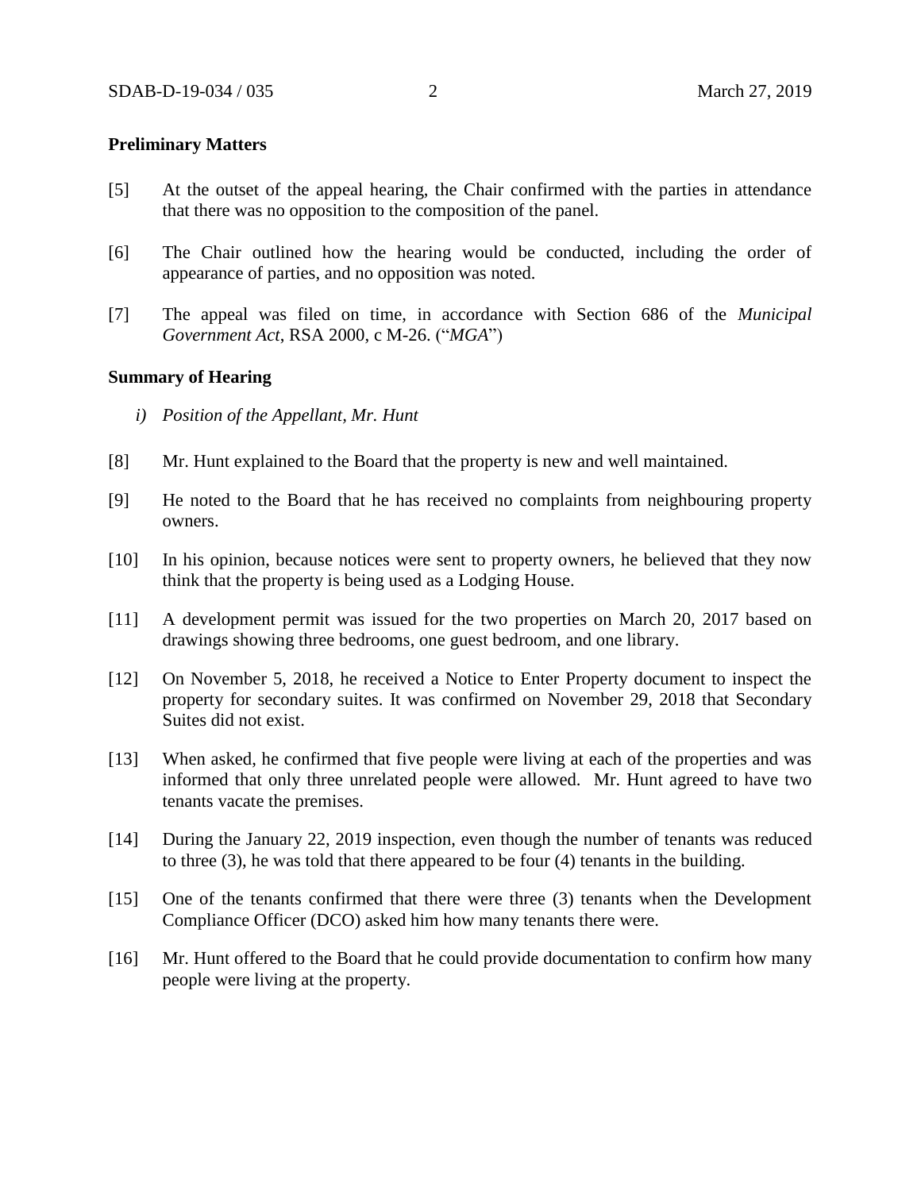**Preliminary Matters**

[5] At the outset of the appeal hearing, the Chair confirmed with the parties in attendance that there was no opposition to the composition of the panel.

[6] The Chair outlined how the hearing would be conducted, including the order of appearance of parties, and no opposition was noted.

[7] The appeal was filed on time, in accordance with Section 686 of the *Municipal Government Act*, RSA 2000, c M-26. ("*MGA*")

**Summary of Hearing**

*i) Position of the Appellant, Mr. Hunt*

[8] Mr. Hunt explained to the Board that the property is new and well maintained.

[9] He noted to the Board that he has received no complaints from neighbouring property owners.

[10] In his opinion, because notices were sent to property owners, he believed that they now think that the property is being used as a Lodging House.

[11] A development permit was issued for the two properties on March 20, 2017 based on drawings showing three bedrooms, one guest bedroom, and one library.

[12] On November 5, 2018, he received a Notice to Enter Property document to inspect the property for secondary suites. It was confirmed on November 29, 2018 that Secondary Suites did not exist.

[13] When asked, he confirmed that five people were living at each of the properties and was informed that only three unrelated people were allowed. Mr. Hunt agreed to have two tenants vacate the premises.

[14] During the January 22, 2019 inspection, even though the number of tenants was reduced to three (3), he was told that there appeared to be four (4) tenants in the building.

[15] One of the tenants confirmed that there were three (3) tenants when the Development Compliance Officer (DCO) asked him how many tenants there were.

[16] Mr. Hunt offered to the Board that he could provide documentation to confirm how many people were living at the property.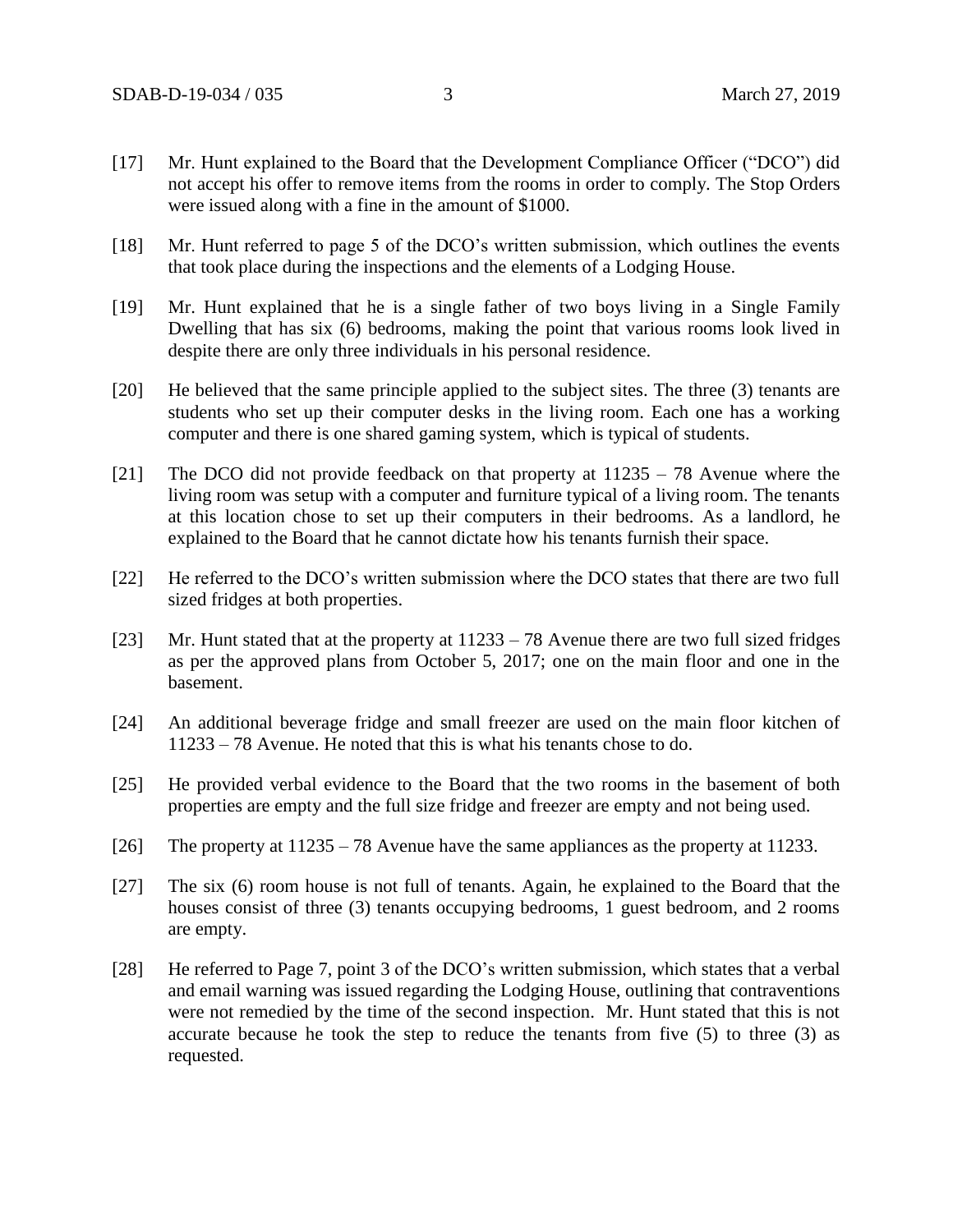[17] Mr. Hunt explained to the Board that the Development Compliance Officer ("DCO") did not accept his offer to remove items from the rooms in order to comply. The Stop Orders were issued along with a fine in the amount of $1000.

[18] Mr. Hunt referred to page 5 of the DCO's written submission, which outlines the events that took place during the inspections and the elements of a Lodging House.

[19] Mr. Hunt explained that he is a single father of two boys living in a Single Family Dwelling that has six (6) bedrooms, making the point that various rooms look lived in despite there are only three individuals in his personal residence.

[20] He believed that the same principle applied to the subject sites. The three (3) tenants are students who set up their computer desks in the living room. Each one has a working computer and there is one shared gaming system, which is typical of students.

[21] The DCO did not provide feedback on that property at 11235 – 78 Avenue where the living room was setup with a computer and furniture typical of a living room. The tenants at this location chose to set up their computers in their bedrooms. As a landlord, he explained to the Board that he cannot dictate how his tenants furnish their space.

[22] He referred to the DCO's written submission where the DCO states that there are two full sized fridges at both properties.

[23] Mr. Hunt stated that at the property at 11233 – 78 Avenue there are two full sized fridges as per the approved plans from October 5, 2017; one on the main floor and one in the basement.

[24] An additional beverage fridge and small freezer are used on the main floor kitchen of 11233 – 78 Avenue. He noted that this is what his tenants chose to do.

[25] He provided verbal evidence to the Board that the two rooms in the basement of both properties are empty and the full size fridge and freezer are empty and not being used.

[26] The property at 11235 – 78 Avenue have the same appliances as the property at 11233.

[27] The six (6) room house is not full of tenants. Again, he explained to the Board that the houses consist of three (3) tenants occupying bedrooms, 1 guest bedroom, and 2 rooms are empty.

[28] He referred to Page 7, point 3 of the DCO's written submission, which states that a verbal and email warning was issued regarding the Lodging House, outlining that contraventions were not remedied by the time of the second inspection. Mr. Hunt stated that this is not accurate because he took the step to reduce the tenants from five (5) to three (3) as requested.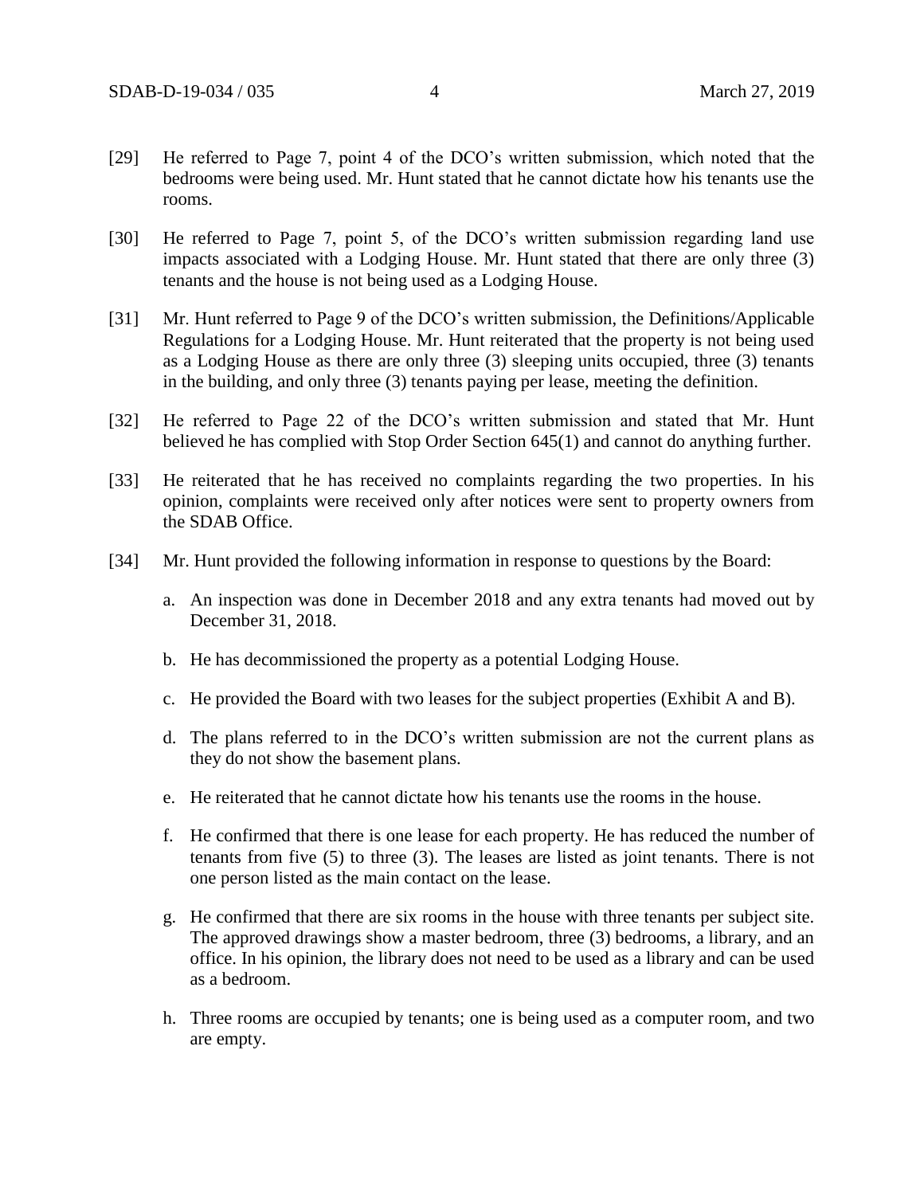[29] He referred to Page 7, point 4 of the DCO's written submission, which noted that the bedrooms were being used. Mr. Hunt stated that he cannot dictate how his tenants use the rooms.

[30] He referred to Page 7, point 5, of the DCO's written submission regarding land use impacts associated with a Lodging House. Mr. Hunt stated that there are only three (3) tenants and the house is not being used as a Lodging House.

[31] Mr. Hunt referred to Page 9 of the DCO's written submission, the Definitions/Applicable Regulations for a Lodging House. Mr. Hunt reiterated that the property is not being used as a Lodging House as there are only three (3) sleeping units occupied, three (3) tenants in the building, and only three (3) tenants paying per lease, meeting the definition.

[32] He referred to Page 22 of the DCO's written submission and stated that Mr. Hunt believed he has complied with Stop Order Section 645(1) and cannot do anything further.

[33] He reiterated that he has received no complaints regarding the two properties. In his opinion, complaints were received only after notices were sent to property owners from the SDAB Office.

[34] Mr. Hunt provided the following information in response to questions by the Board:

a. An inspection was done in December 2018 and any extra tenants had moved out by December 31, 2018.

b. He has decommissioned the property as a potential Lodging House.

c. He provided the Board with two leases for the subject properties (Exhibit A and B).

d. The plans referred to in the DCO's written submission are not the current plans as they do not show the basement plans.

e. He reiterated that he cannot dictate how his tenants use the rooms in the house.

f. He confirmed that there is one lease for each property. He has reduced the number of tenants from five (5) to three (3). The leases are listed as joint tenants. There is not one person listed as the main contact on the lease.

g. He confirmed that there are six rooms in the house with three tenants per subject site. The approved drawings show a master bedroom, three (3) bedrooms, a library, and an office. In his opinion, the library does not need to be used as a library and can be used as a bedroom.

h. Three rooms are occupied by tenants; one is being used as a computer room, and two are empty.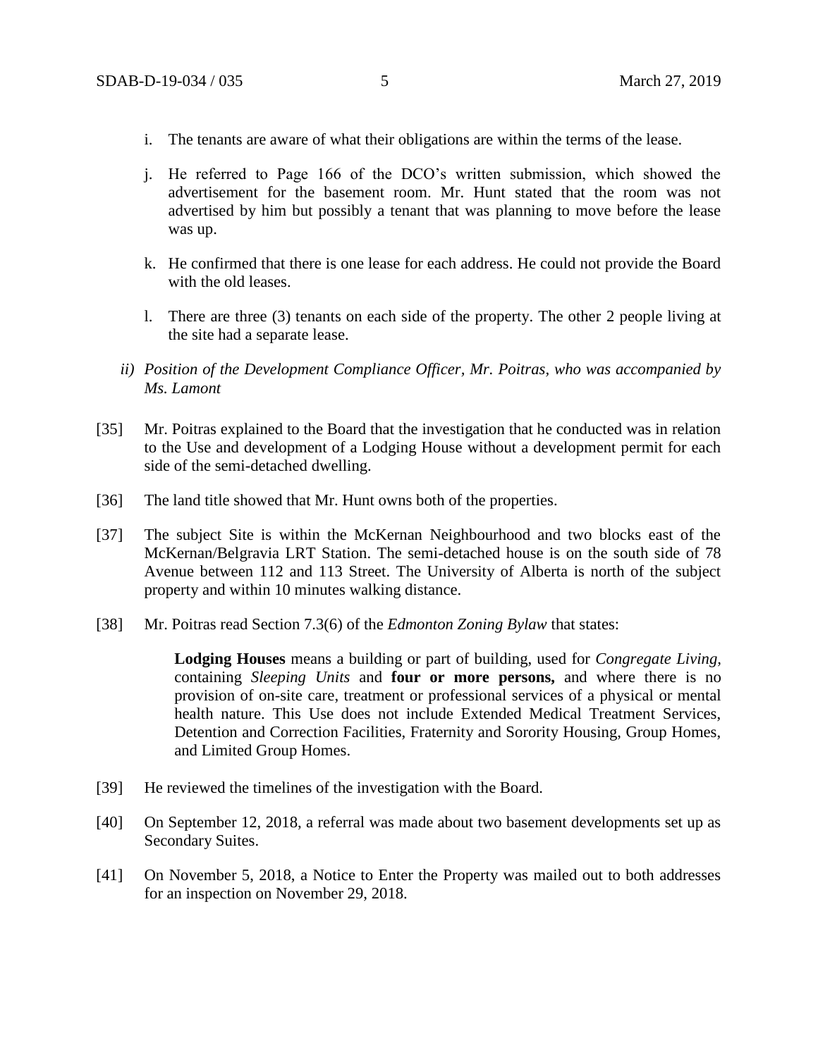i. The tenants are aware of what their obligations are within the terms of the lease.

j. He referred to Page 166 of the DCO's written submission, which showed the advertisement for the basement room. Mr. Hunt stated that the room was not advertised by him but possibly a tenant that was planning to move before the lease was up.

k. He confirmed that there is one lease for each address. He could not provide the Board with the old leases.

l. There are three (3) tenants on each side of the property. The other 2 people living at the site had a separate lease.

*ii) Position of the Development Compliance Officer, Mr. Poitras, who was accompanied by Ms. Lamont*

[35] Mr. Poitras explained to the Board that the investigation that he conducted was in relation to the Use and development of a Lodging House without a development permit for each side of the semi-detached dwelling.

[36] The land title showed that Mr. Hunt owns both of the properties.

[37] The subject Site is within the McKernan Neighbourhood and two blocks east of the McKernan/Belgravia LRT Station. The semi-detached house is on the south side of 78 Avenue between 112 and 113 Street. The University of Alberta is north of the subject property and within 10 minutes walking distance.

[38] Mr. Poitras read Section 7.3(6) of the *Edmonton Zoning Bylaw* that states:

> **Lodging Houses** means a building or part of building, used for *Congregate Living*, containing *Sleeping Units* and **four or more persons,** and where there is no provision of on-site care, treatment or professional services of a physical or mental health nature. This Use does not include Extended Medical Treatment Services, Detention and Correction Facilities, Fraternity and Sorority Housing, Group Homes, and Limited Group Homes.

[39] He reviewed the timelines of the investigation with the Board.

[40] On September 12, 2018, a referral was made about two basement developments set up as Secondary Suites.

[41] On November 5, 2018, a Notice to Enter the Property was mailed out to both addresses for an inspection on November 29, 2018.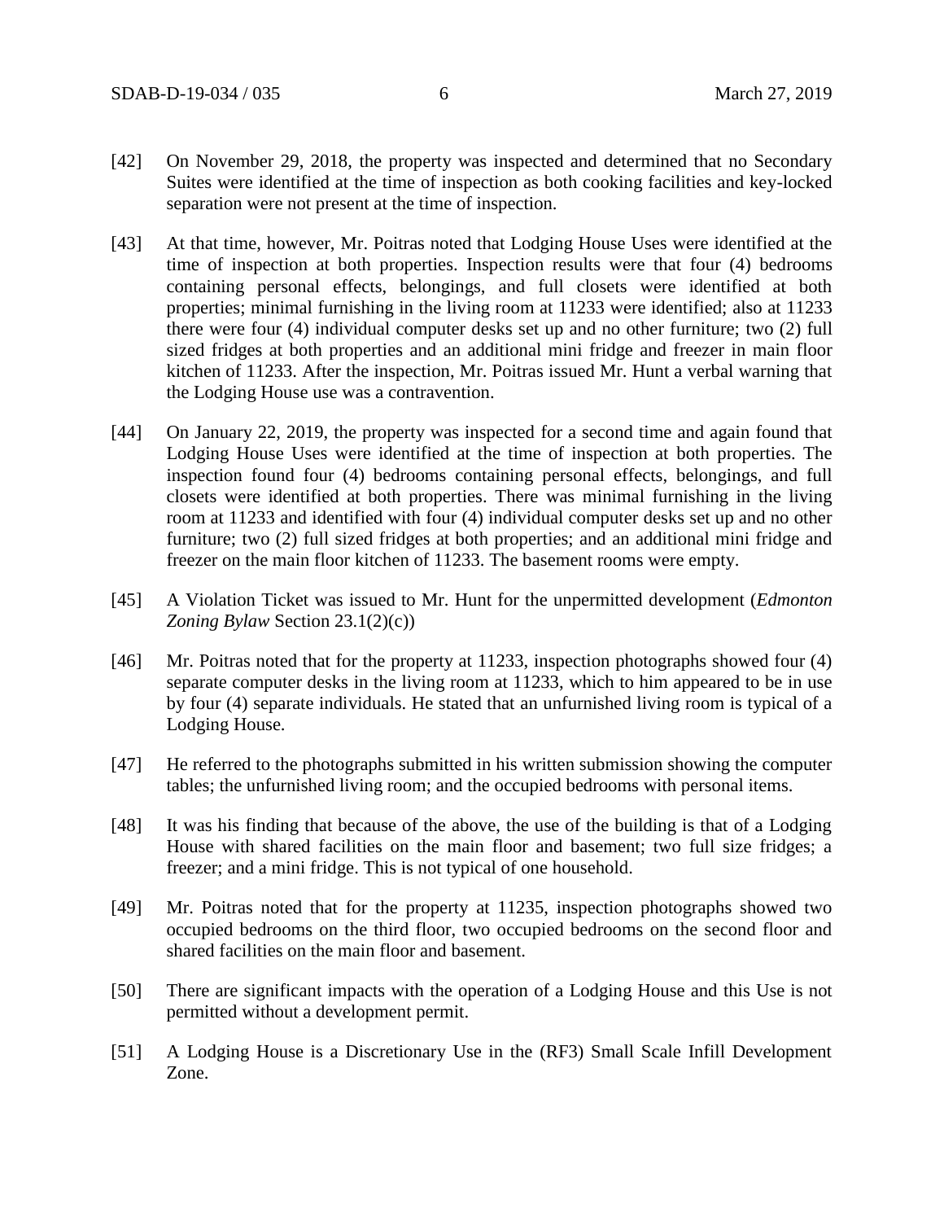[42] On November 29, 2018, the property was inspected and determined that no Secondary Suites were identified at the time of inspection as both cooking facilities and key-locked separation were not present at the time of inspection.

[43] At that time, however, Mr. Poitras noted that Lodging House Uses were identified at the time of inspection at both properties. Inspection results were that four (4) bedrooms containing personal effects, belongings, and full closets were identified at both properties; minimal furnishing in the living room at 11233 were identified; also at 11233 there were four (4) individual computer desks set up and no other furniture; two (2) full sized fridges at both properties and an additional mini fridge and freezer in main floor kitchen of 11233. After the inspection, Mr. Poitras issued Mr. Hunt a verbal warning that the Lodging House use was a contravention.

[44] On January 22, 2019, the property was inspected for a second time and again found that Lodging House Uses were identified at the time of inspection at both properties. The inspection found four (4) bedrooms containing personal effects, belongings, and full closets were identified at both properties. There was minimal furnishing in the living room at 11233 and identified with four (4) individual computer desks set up and no other furniture; two (2) full sized fridges at both properties; and an additional mini fridge and freezer on the main floor kitchen of 11233. The basement rooms were empty.

[45] A Violation Ticket was issued to Mr. Hunt for the unpermitted development (*Edmonton Zoning Bylaw* Section 23.1(2)(c))

[46] Mr. Poitras noted that for the property at 11233, inspection photographs showed four (4) separate computer desks in the living room at 11233, which to him appeared to be in use by four (4) separate individuals. He stated that an unfurnished living room is typical of a Lodging House.

[47] He referred to the photographs submitted in his written submission showing the computer tables; the unfurnished living room; and the occupied bedrooms with personal items.

[48] It was his finding that because of the above, the use of the building is that of a Lodging House with shared facilities on the main floor and basement; two full size fridges; a freezer; and a mini fridge. This is not typical of one household.

[49] Mr. Poitras noted that for the property at 11235, inspection photographs showed two occupied bedrooms on the third floor, two occupied bedrooms on the second floor and shared facilities on the main floor and basement.

[50] There are significant impacts with the operation of a Lodging House and this Use is not permitted without a development permit.

[51] A Lodging House is a Discretionary Use in the (RF3) Small Scale Infill Development Zone.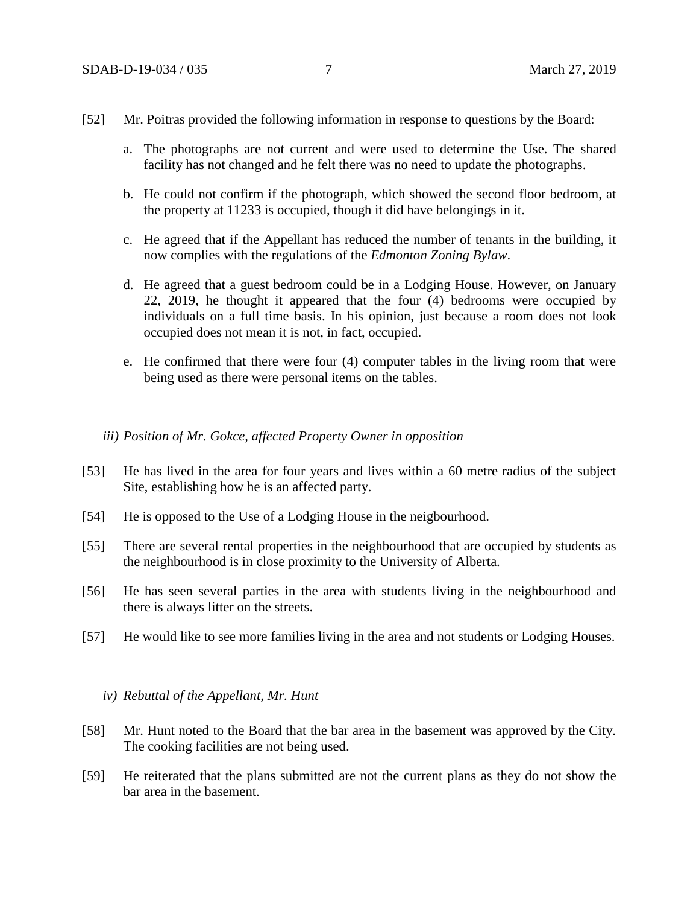[52] Mr. Poitras provided the following information in response to questions by the Board:

a. The photographs are not current and were used to determine the Use. The shared facility has not changed and he felt there was no need to update the photographs.

b. He could not confirm if the photograph, which showed the second floor bedroom, at the property at 11233 is occupied, though it did have belongings in it.

c. He agreed that if the Appellant has reduced the number of tenants in the building, it now complies with the regulations of the *Edmonton Zoning Bylaw*.

d. He agreed that a guest bedroom could be in a Lodging House. However, on January 22, 2019, he thought it appeared that the four (4) bedrooms were occupied by individuals on a full time basis. In his opinion, just because a room does not look occupied does not mean it is not, in fact, occupied.

e. He confirmed that there were four (4) computer tables in the living room that were being used as there were personal items on the tables.

*iii) Position of Mr. Gokce, affected Property Owner in opposition*

[53] He has lived in the area for four years and lives within a 60 metre radius of the subject Site, establishing how he is an affected party.

[54] He is opposed to the Use of a Lodging House in the neigbourhood.

[55] There are several rental properties in the neighbourhood that are occupied by students as the neighbourhood is in close proximity to the University of Alberta.

[56] He has seen several parties in the area with students living in the neighbourhood and there is always litter on the streets.

[57] He would like to see more families living in the area and not students or Lodging Houses.

*iv) Rebuttal of the Appellant, Mr. Hunt*

[58] Mr. Hunt noted to the Board that the bar area in the basement was approved by the City. The cooking facilities are not being used.

[59] He reiterated that the plans submitted are not the current plans as they do not show the bar area in the basement.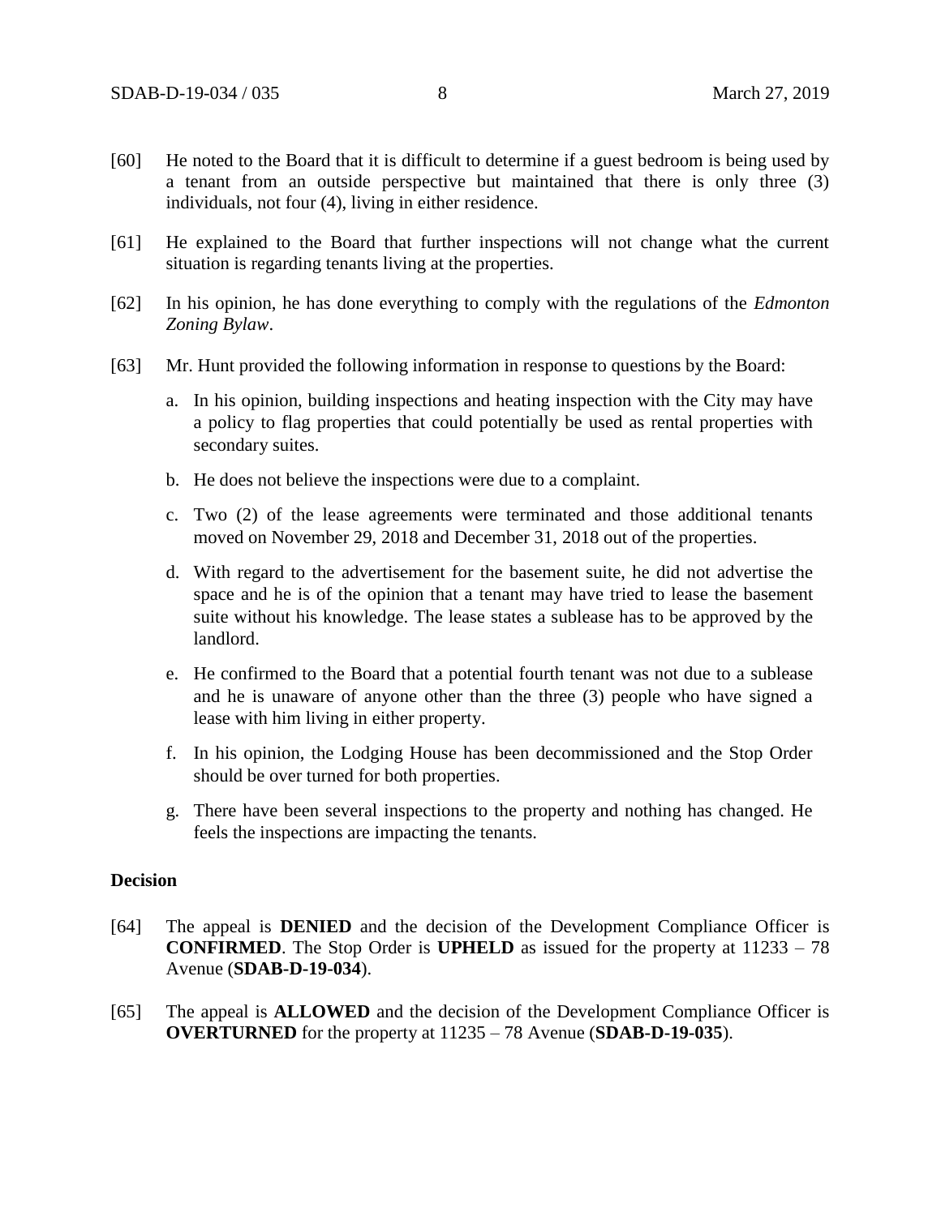[60] He noted to the Board that it is difficult to determine if a guest bedroom is being used by a tenant from an outside perspective but maintained that there is only three (3) individuals, not four (4), living in either residence.

[61] He explained to the Board that further inspections will not change what the current situation is regarding tenants living at the properties.

[62] In his opinion, he has done everything to comply with the regulations of the *Edmonton Zoning Bylaw*.

[63] Mr. Hunt provided the following information in response to questions by the Board:

a. In his opinion, building inspections and heating inspection with the City may have a policy to flag properties that could potentially be used as rental properties with secondary suites.

b. He does not believe the inspections were due to a complaint.

c. Two (2) of the lease agreements were terminated and those additional tenants moved on November 29, 2018 and December 31, 2018 out of the properties.

d. With regard to the advertisement for the basement suite, he did not advertise the space and he is of the opinion that a tenant may have tried to lease the basement suite without his knowledge. The lease states a sublease has to be approved by the landlord.

e. He confirmed to the Board that a potential fourth tenant was not due to a sublease and he is unaware of anyone other than the three (3) people who have signed a lease with him living in either property.

f. In his opinion, the Lodging House has been decommissioned and the Stop Order should be over turned for both properties.

g. There have been several inspections to the property and nothing has changed. He feels the inspections are impacting the tenants.

**Decision**

[64] The appeal is **DENIED** and the decision of the Development Compliance Officer is **CONFIRMED**. The Stop Order is **UPHELD** as issued for the property at 11233 – 78 Avenue (**SDAB-D-19-034**).

[65] The appeal is **ALLOWED** and the decision of the Development Compliance Officer is **OVERTURNED** for the property at 11235 – 78 Avenue (**SDAB-D-19-035**).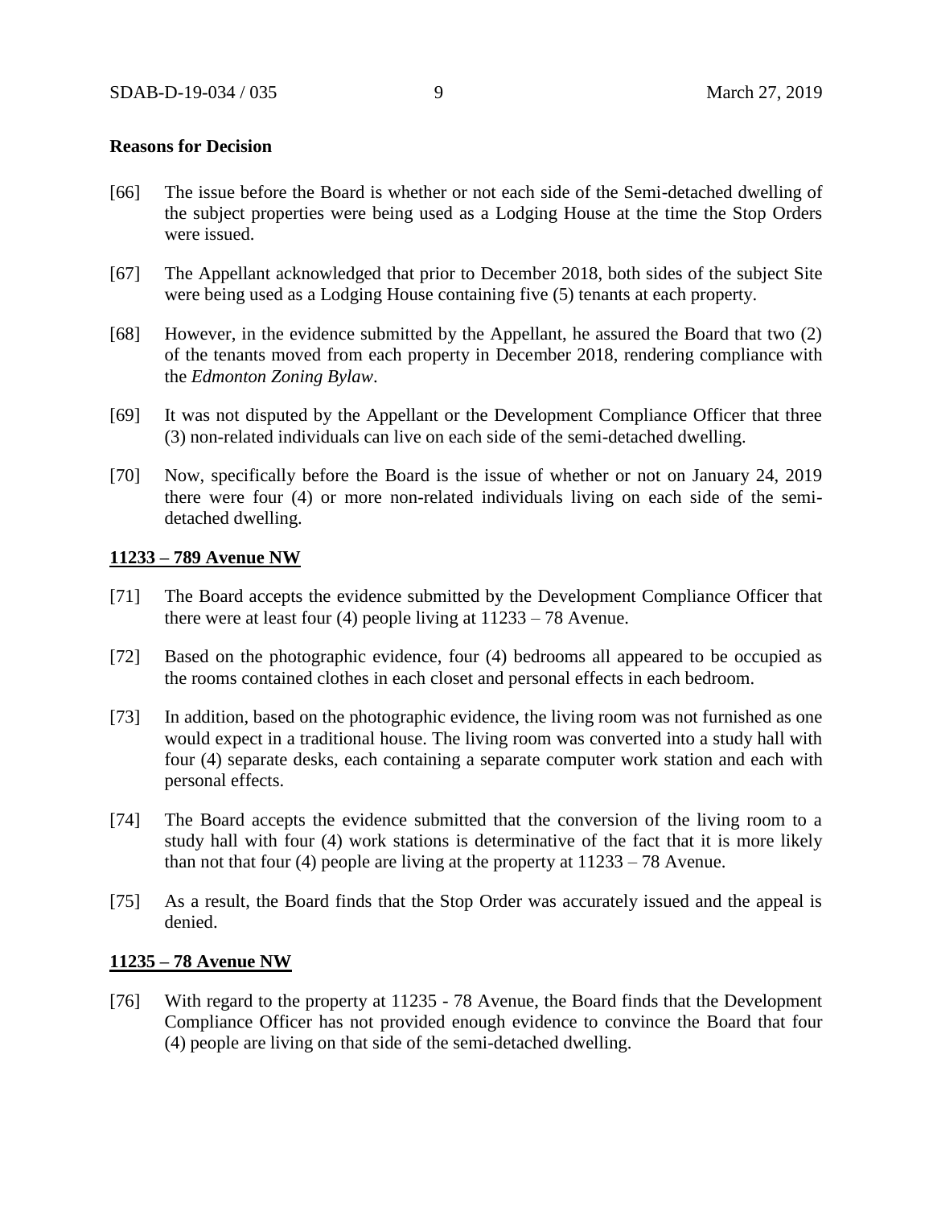**Reasons for Decision**

[66] The issue before the Board is whether or not each side of the Semi-detached dwelling of the subject properties were being used as a Lodging House at the time the Stop Orders were issued.

[67] The Appellant acknowledged that prior to December 2018, both sides of the subject Site were being used as a Lodging House containing five (5) tenants at each property.

[68] However, in the evidence submitted by the Appellant, he assured the Board that two (2) of the tenants moved from each property in December 2018, rendering compliance with the *Edmonton Zoning Bylaw*.

[69] It was not disputed by the Appellant or the Development Compliance Officer that three (3) non-related individuals can live on each side of the semi-detached dwelling.

[70] Now, specifically before the Board is the issue of whether or not on January 24, 2019 there were four (4) or more non-related individuals living on each side of the semi-detached dwelling.

**11233 – 789 Avenue NW**

[71] The Board accepts the evidence submitted by the Development Compliance Officer that there were at least four (4) people living at 11233 – 78 Avenue.

[72] Based on the photographic evidence, four (4) bedrooms all appeared to be occupied as the rooms contained clothes in each closet and personal effects in each bedroom.

[73] In addition, based on the photographic evidence, the living room was not furnished as one would expect in a traditional house. The living room was converted into a study hall with four (4) separate desks, each containing a separate computer work station and each with personal effects.

[74] The Board accepts the evidence submitted that the conversion of the living room to a study hall with four (4) work stations is determinative of the fact that it is more likely than not that four (4) people are living at the property at 11233 – 78 Avenue.

[75] As a result, the Board finds that the Stop Order was accurately issued and the appeal is denied.

**11235 – 78 Avenue NW**

[76] With regard to the property at 11235 - 78 Avenue, the Board finds that the Development Compliance Officer has not provided enough evidence to convince the Board that four (4) people are living on that side of the semi-detached dwelling.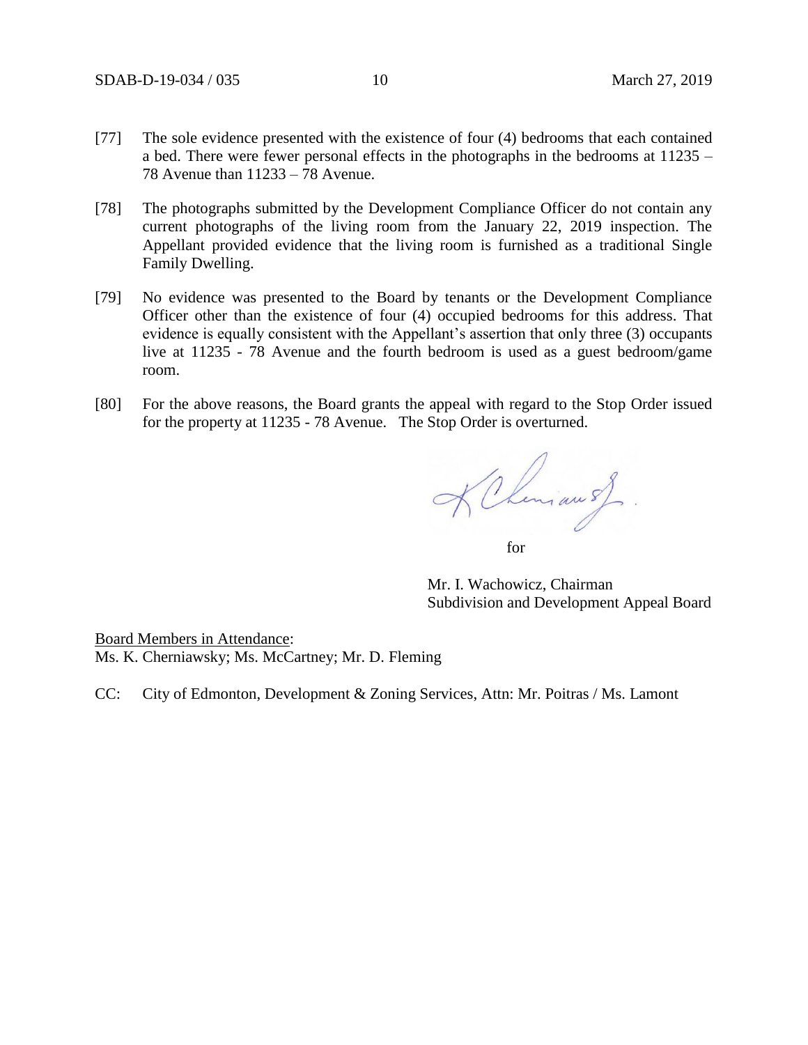[77] The sole evidence presented with the existence of four (4) bedrooms that each contained a bed. There were fewer personal effects in the photographs in the bedrooms at 11235 – 78 Avenue than 11233 – 78 Avenue.

[78] The photographs submitted by the Development Compliance Officer do not contain any current photographs of the living room from the January 22, 2019 inspection. The Appellant provided evidence that the living room is furnished as a traditional Single Family Dwelling.

[79] No evidence was presented to the Board by tenants or the Development Compliance Officer other than the existence of four (4) occupied bedrooms for this address. That evidence is equally consistent with the Appellant's assertion that only three (3) occupants live at 11235 - 78 Avenue and the fourth bedroom is used as a guest bedroom/game room.

[80] For the above reasons, the Board grants the appeal with regard to the Stop Order issued for the property at 11235 - 78 Avenue. The Stop Order is overturned.

for

Mr. I. Wachowicz, Chairman
Subdivision and Development Appeal Board

Board Members in Attendance:
Ms. K. Cherniawsky; Ms. McCartney; Mr. D. Fleming

CC: City of Edmonton, Development & Zoning Services, Attn: Mr. Poitras / Ms. Lamont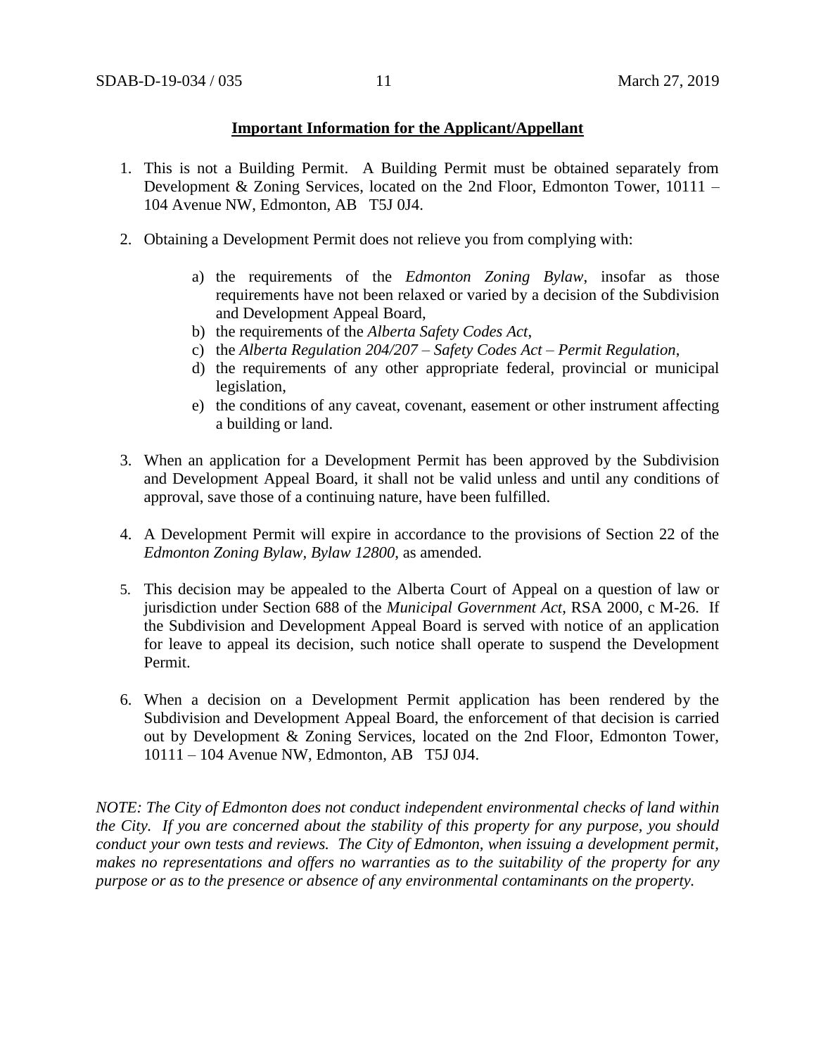**Important Information for the Applicant/Appellant**

1. This is not a Building Permit. A Building Permit must be obtained separately from Development & Zoning Services, located on the 2nd Floor, Edmonton Tower, 10111 – 104 Avenue NW, Edmonton, AB T5J 0J4.

2. Obtaining a Development Permit does not relieve you from complying with:

    a) the requirements of the *Edmonton Zoning Bylaw*, insofar as those requirements have not been relaxed or varied by a decision of the Subdivision and Development Appeal Board,
    b) the requirements of the *Alberta Safety Codes Act*,
    c) the *Alberta Regulation 204/207 – Safety Codes Act – Permit Regulation*,
    d) the requirements of any other appropriate federal, provincial or municipal legislation,
    e) the conditions of any caveat, covenant, easement or other instrument affecting a building or land.

3. When an application for a Development Permit has been approved by the Subdivision and Development Appeal Board, it shall not be valid unless and until any conditions of approval, save those of a continuing nature, have been fulfilled.

4. A Development Permit will expire in accordance to the provisions of Section 22 of the *Edmonton Zoning Bylaw, Bylaw 12800*, as amended.

5. This decision may be appealed to the Alberta Court of Appeal on a question of law or jurisdiction under Section 688 of the *Municipal Government Act*, RSA 2000, c M-26. If the Subdivision and Development Appeal Board is served with notice of an application for leave to appeal its decision, such notice shall operate to suspend the Development Permit.

6. When a decision on a Development Permit application has been rendered by the Subdivision and Development Appeal Board, the enforcement of that decision is carried out by Development & Zoning Services, located on the 2nd Floor, Edmonton Tower, 10111 – 104 Avenue NW, Edmonton, AB T5J 0J4.

*NOTE: The City of Edmonton does not conduct independent environmental checks of land within the City. If you are concerned about the stability of this property for any purpose, you should conduct your own tests and reviews. The City of Edmonton, when issuing a development permit, makes no representations and offers no warranties as to the suitability of the property for any purpose or as to the presence or absence of any environmental contaminants on the property.*